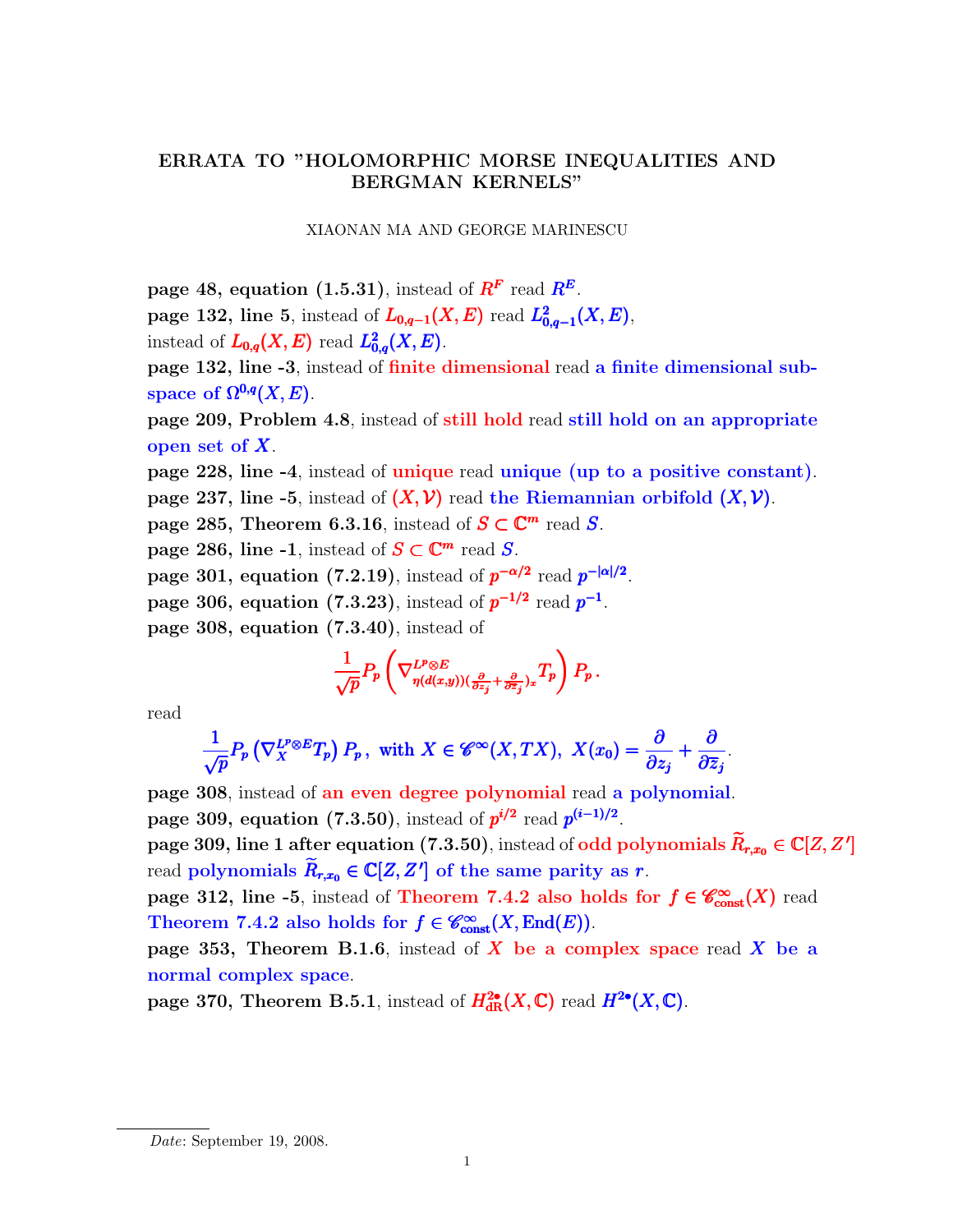# ERRATA TO "HOLOMORPHIC MORSE INEQUALITIES AND BERGMAN KERNELS"

XIAONAN MA AND GEORGE MARINESCU

**page 48, equation (1.5.31)**, instead of $R^F$ read $R^E$.

**page 132, line 5**, instead of $L_{0,q-1}(X,E)$ read $L^2_{0,q-1}(X,E)$, instead of $L_{0,q}(X,E)$ read $L^2_{0,q}(X,E)$.

**page 132, line -3**, instead of finite dimensional read a finite dimensional subspace of $\Omega^{0,q}(X,E)$.

**page 209, Problem 4.8**, instead of still hold read still hold on an appropriate open set of $X$.

**page 228, line -4**, instead of unique read unique (up to a positive constant).

**page 237, line -5**, instead of $(X,\mathcal{V})$ read the Riemannian orbifold $(X,\mathcal{V})$.

**page 285, Theorem 6.3.16**, instead of $S\subset\mathbb{C}^m$ read $S$.

**page 286, line -1**, instead of $S\subset\mathbb{C}^m$ read $S$.

**page 301, equation (7.2.19)**, instead of $p^{-\alpha/2}$ read $p^{-|\alpha|/2}$.

**page 306, equation (7.3.23)**, instead of $p^{-1/2}$ read $p^{-1}$.

**page 308, equation (7.3.40)**, instead of

$$\frac{1}{\sqrt{p}}P_p\left(\nabla^{L^p\otimes E}_{\eta(d(x,y))(\frac{\partial}{\partial z_j}+\frac{\partial}{\partial \overline{z}_j})_x}T_p\right)P_p\,.$$

read

$$\frac{1}{\sqrt{p}}P_p\left(\nabla^{L^p\otimes E}_{X}T_p\right)P_p\,,\ \text{with } X\in\mathscr{C}^\infty(X,TX),\ X(x_0)=\frac{\partial}{\partial z_j}+\frac{\partial}{\partial \overline{z}_j}.$$

**page 308**, instead of an even degree polynomial read a polynomial.

**page 309, equation (7.3.50)**, instead of $p^{i/2}$ read $p^{(i-1)/2}$.

**page 309, line 1 after equation (7.3.50)**, instead of odd polynomials $\widetilde{R}_{r,x_0}\in\mathbb{C}[Z,Z']$ read polynomials $\widetilde{R}_{r,x_0}\in\mathbb{C}[Z,Z']$ of the same parity as $r$.

**page 312, line -5**, instead of Theorem 7.4.2 also holds for $f\in\mathscr{C}^\infty_{\rm const}(X)$ read Theorem 7.4.2 also holds for $f\in\mathscr{C}^\infty_{\rm const}(X,\operatorname{End}(E))$.

**page 353, Theorem B.1.6**, instead of $X$ be a complex space read $X$ be a normal complex space.

**page 370, Theorem B.5.1**, instead of $H^{2\bullet}_{\rm dR}(X,\mathbb{C})$ read $H^{2\bullet}(X,\mathbb{C})$.

*Date*: September 19, 2008.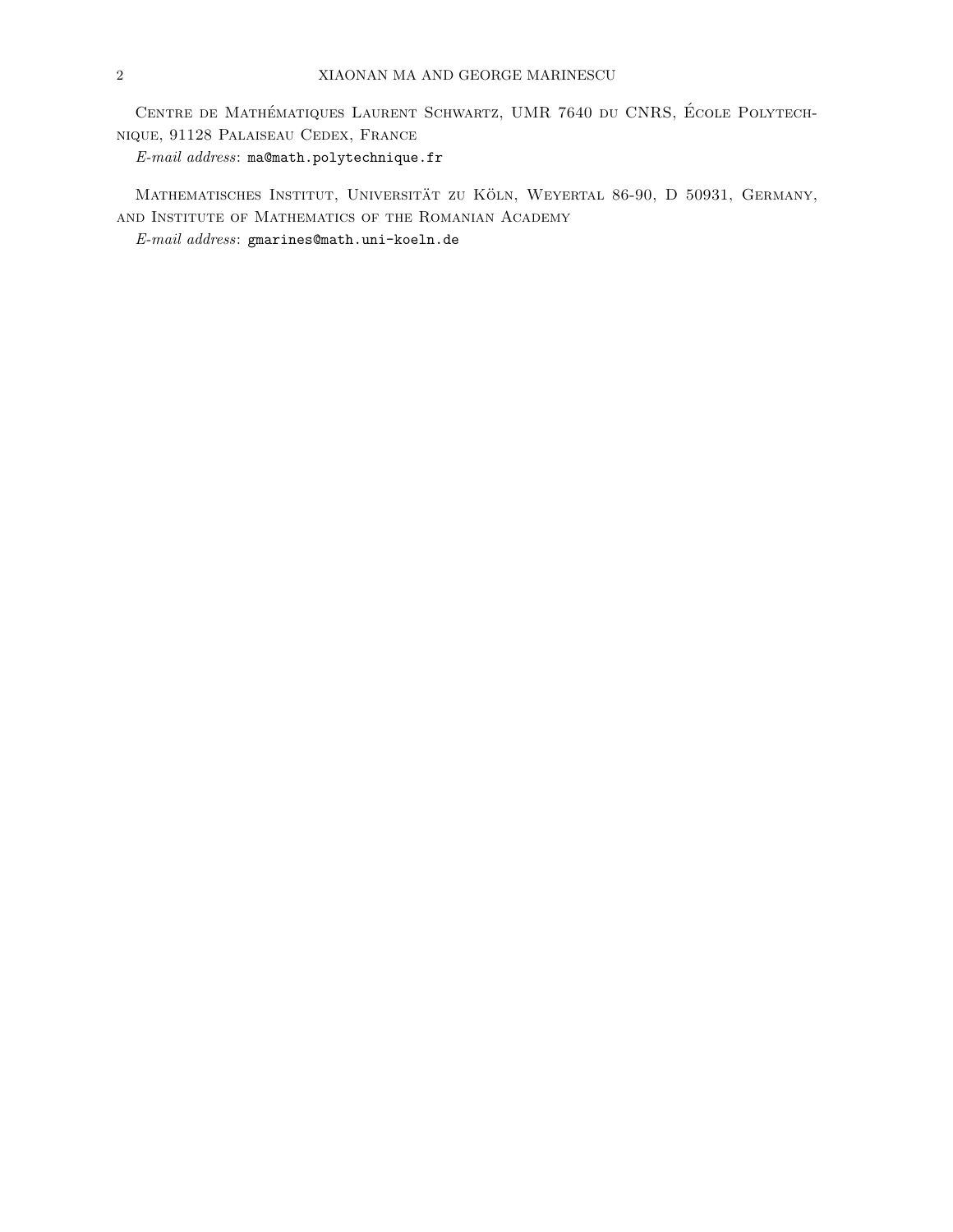Centre de Mathématiques Laurent Schwartz, UMR 7640 du CNRS, École Polytechnique, 91128 Palaiseau Cedex, France

*E-mail address*: ma@math.polytechnique.fr

Mathematisches Institut, Universität zu Köln, Weyertal 86-90, D 50931, Germany, and Institute of Mathematics of the Romanian Academy

*E-mail address*: gmarines@math.uni-koeln.de